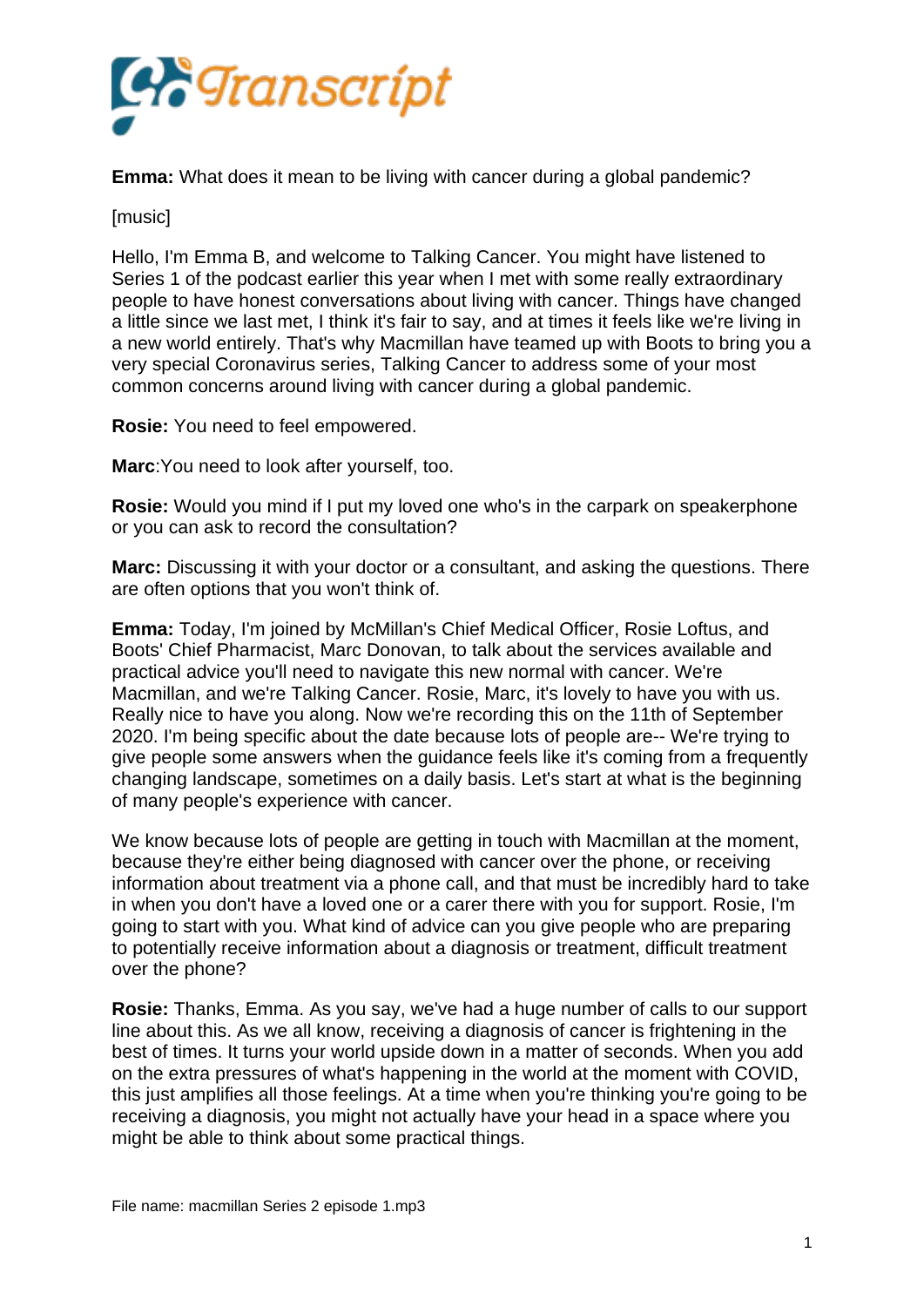**Emma:** What does it mean to be living with cancer during a global pandemic?

[music]

Hello, I'm Emma B, and welcome to Talking Cancer. You might have listened to Series 1 of the podcast earlier this year when I met with some really extraordinary people to have honest conversations about living with cancer. Things have changed a little since we last met, I think it's fair to say, and at times it feels like we're living in a new world entirely. That's why Macmillan have teamed up with Boots to bring you a very special Coronavirus series, Talking Cancer to address some of your most common concerns around living with cancer during a global pandemic.

**Rosie:** You need to feel empowered.

**Marc**:You need to look after yourself, too.

**Rosie:** Would you mind if I put my loved one who's in the carpark on speakerphone or you can ask to record the consultation?

**Marc:** Discussing it with your doctor or a consultant, and asking the questions. There are often options that you won't think of.

**Emma:** Today, I'm joined by McMillan's Chief Medical Officer, Rosie Loftus, and Boots' Chief Pharmacist, Marc Donovan, to talk about the services available and practical advice you'll need to navigate this new normal with cancer. We're Macmillan, and we're Talking Cancer. Rosie, Marc, it's lovely to have you with us. Really nice to have you along. Now we're recording this on the 11th of September 2020. I'm being specific about the date because lots of people are-- We're trying to give people some answers when the guidance feels like it's coming from a frequently changing landscape, sometimes on a daily basis. Let's start at what is the beginning of many people's experience with cancer.

We know because lots of people are getting in touch with Macmillan at the moment, because they're either being diagnosed with cancer over the phone, or receiving information about treatment via a phone call, and that must be incredibly hard to take in when you don't have a loved one or a carer there with you for support. Rosie, I'm going to start with you. What kind of advice can you give people who are preparing to potentially receive information about a diagnosis or treatment, difficult treatment over the phone?

**Rosie:** Thanks, Emma. As you say, we've had a huge number of calls to our support line about this. As we all know, receiving a diagnosis of cancer is frightening in the best of times. It turns your world upside down in a matter of seconds. When you add on the extra pressures of what's happening in the world at the moment with COVID, this just amplifies all those feelings. At a time when you're thinking you're going to be receiving a diagnosis, you might not actually have your head in a space where you might be able to think about some practical things.

File name: macmillan Series 2 episode 1.mp3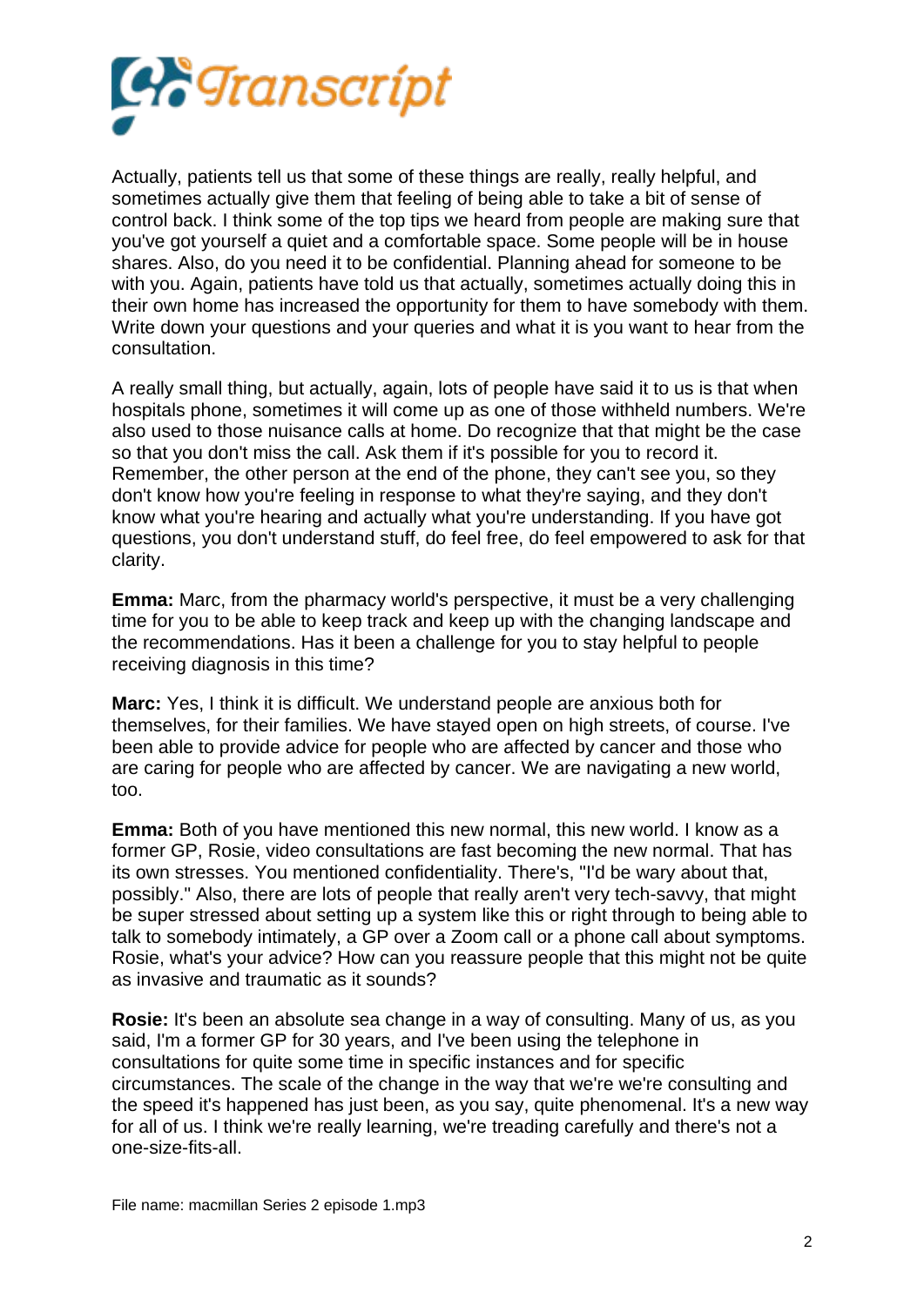Actually, patients tell us that some of these things are really, really helpful, and sometimes actually give them that feeling of being able to take a bit of sense of control back. I think some of the top tips we heard from people are making sure that you've got yourself a quiet and a comfortable space. Some people will be in house shares. Also, do you need it to be confidential. Planning ahead for someone to be with you. Again, patients have told us that actually, sometimes actually doing this in their own home has increased the opportunity for them to have somebody with them. Write down your questions and your queries and what it is you want to hear from the consultation.

A really small thing, but actually, again, lots of people have said it to us is that when hospitals phone, sometimes it will come up as one of those withheld numbers. We're also used to those nuisance calls at home. Do recognize that that might be the case so that you don't miss the call. Ask them if it's possible for you to record it. Remember, the other person at the end of the phone, they can't see you, so they don't know how you're feeling in response to what they're saying, and they don't know what you're hearing and actually what you're understanding. If you have got questions, you don't understand stuff, do feel free, do feel empowered to ask for that clarity.

**Emma:** Marc, from the pharmacy world's perspective, it must be a very challenging time for you to be able to keep track and keep up with the changing landscape and the recommendations. Has it been a challenge for you to stay helpful to people receiving diagnosis in this time?

**Marc:** Yes, I think it is difficult. We understand people are anxious both for themselves, for their families. We have stayed open on high streets, of course. I've been able to provide advice for people who are affected by cancer and those who are caring for people who are affected by cancer. We are navigating a new world, too.

**Emma:** Both of you have mentioned this new normal, this new world. I know as a former GP, Rosie, video consultations are fast becoming the new normal. That has its own stresses. You mentioned confidentiality. There's, "I'd be wary about that, possibly." Also, there are lots of people that really aren't very tech-savvy, that might be super stressed about setting up a system like this or right through to being able to talk to somebody intimately, a GP over a Zoom call or a phone call about symptoms. Rosie, what's your advice? How can you reassure people that this might not be quite as invasive and traumatic as it sounds?

**Rosie:** It's been an absolute sea change in a way of consulting. Many of us, as you said, I'm a former GP for 30 years, and I've been using the telephone in consultations for quite some time in specific instances and for specific circumstances. The scale of the change in the way that we're we're consulting and the speed it's happened has just been, as you say, quite phenomenal. It's a new way for all of us. I think we're really learning, we're treading carefully and there's not a one-size-fits-all.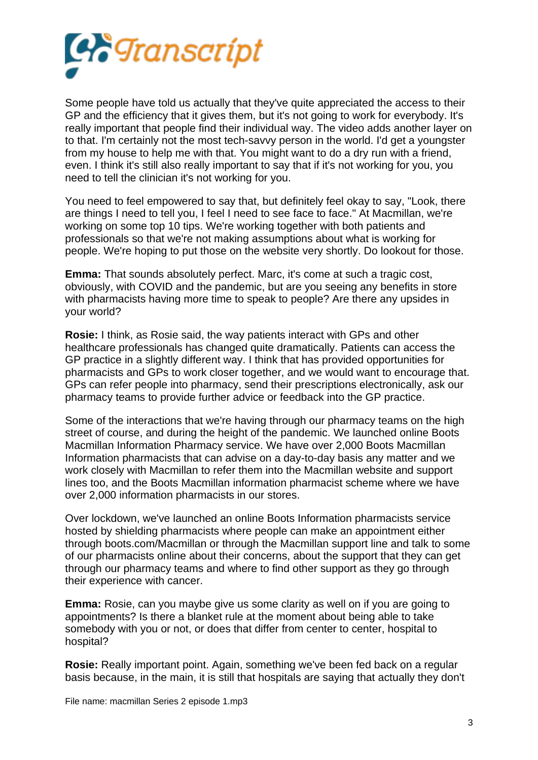Some people have told us actually that they've quite appreciated the access to their GP and the efficiency that it gives them, but it's not going to work for everybody. It's really important that people find their individual way. The video adds another layer on to that. I'm certainly not the most tech-savvy person in the world. I'd get a youngster from my house to help me with that. You might want to do a dry run with a friend, even. I think it's still also really important to say that if it's not working for you, you need to tell the clinician it's not working for you.

You need to feel empowered to say that, but definitely feel okay to say, "Look, there are things I need to tell you, I feel I need to see face to face." At Macmillan, we're working on some top 10 tips. We're working together with both patients and professionals so that we're not making assumptions about what is working for people. We're hoping to put those on the website very shortly. Do lookout for those.

**Emma:** That sounds absolutely perfect. Marc, it's come at such a tragic cost, obviously, with COVID and the pandemic, but are you seeing any benefits in store with pharmacists having more time to speak to people? Are there any upsides in your world?

**Rosie:** I think, as Rosie said, the way patients interact with GPs and other healthcare professionals has changed quite dramatically. Patients can access the GP practice in a slightly different way. I think that has provided opportunities for pharmacists and GPs to work closer together, and we would want to encourage that. GPs can refer people into pharmacy, send their prescriptions electronically, ask our pharmacy teams to provide further advice or feedback into the GP practice.

Some of the interactions that we're having through our pharmacy teams on the high street of course, and during the height of the pandemic. We launched online Boots Macmillan Information Pharmacy service. We have over 2,000 Boots Macmillan Information pharmacists that can advise on a day-to-day basis any matter and we work closely with Macmillan to refer them into the Macmillan website and support lines too, and the Boots Macmillan information pharmacist scheme where we have over 2,000 information pharmacists in our stores.

Over lockdown, we've launched an online Boots Information pharmacists service hosted by shielding pharmacists where people can make an appointment either through boots.com/Macmillan or through the Macmillan support line and talk to some of our pharmacists online about their concerns, about the support that they can get through our pharmacy teams and where to find other support as they go through their experience with cancer.

**Emma:** Rosie, can you maybe give us some clarity as well on if you are going to appointments? Is there a blanket rule at the moment about being able to take somebody with you or not, or does that differ from center to center, hospital to hospital?

**Rosie:** Really important point. Again, something we've been fed back on a regular basis because, in the main, it is still that hospitals are saying that actually they don't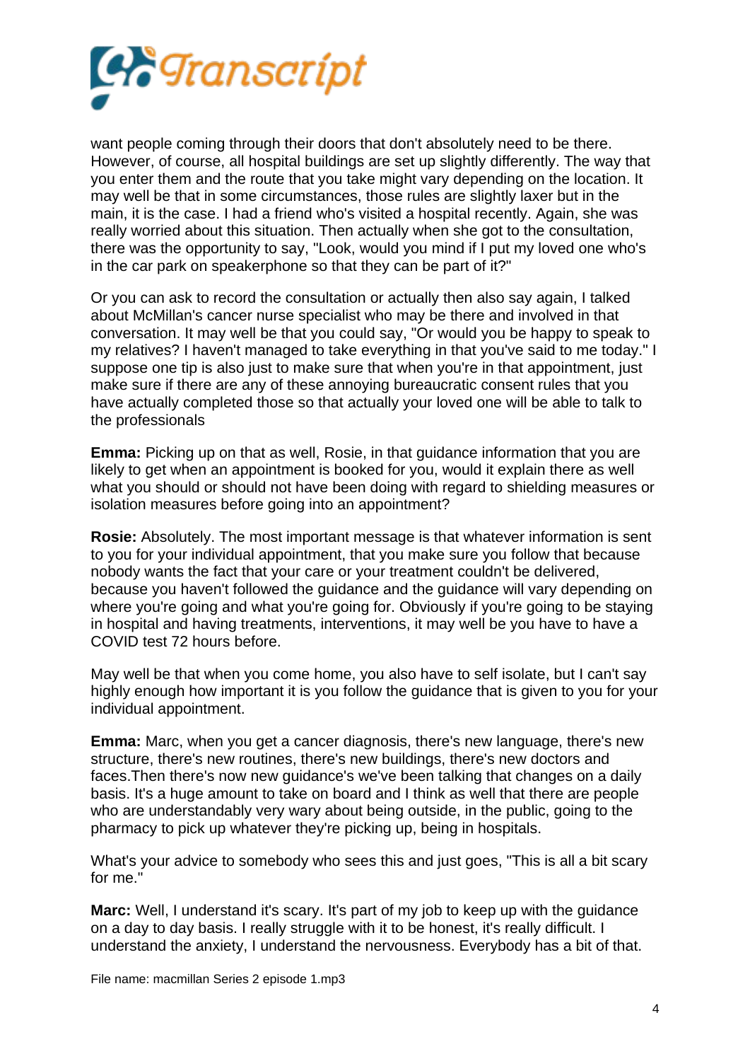want people coming through their doors that don't absolutely need to be there. However, of course, all hospital buildings are set up slightly differently. The way that you enter them and the route that you take might vary depending on the location. It may well be that in some circumstances, those rules are slightly laxer but in the main, it is the case. I had a friend who's visited a hospital recently. Again, she was really worried about this situation. Then actually when she got to the consultation, there was the opportunity to say, "Look, would you mind if I put my loved one who's in the car park on speakerphone so that they can be part of it?"

Or you can ask to record the consultation or actually then also say again, I talked about McMillan's cancer nurse specialist who may be there and involved in that conversation. It may well be that you could say, "Or would you be happy to speak to my relatives? I haven't managed to take everything in that you've said to me today." I suppose one tip is also just to make sure that when you're in that appointment, just make sure if there are any of these annoying bureaucratic consent rules that you have actually completed those so that actually your loved one will be able to talk to the professionals

**Emma:** Picking up on that as well, Rosie, in that guidance information that you are likely to get when an appointment is booked for you, would it explain there as well what you should or should not have been doing with regard to shielding measures or isolation measures before going into an appointment?

**Rosie:** Absolutely. The most important message is that whatever information is sent to you for your individual appointment, that you make sure you follow that because nobody wants the fact that your care or your treatment couldn't be delivered, because you haven't followed the guidance and the guidance will vary depending on where you're going and what you're going for. Obviously if you're going to be staying in hospital and having treatments, interventions, it may well be you have to have a COVID test 72 hours before.

May well be that when you come home, you also have to self isolate, but I can't say highly enough how important it is you follow the guidance that is given to you for your individual appointment.

**Emma:** Marc, when you get a cancer diagnosis, there's new language, there's new structure, there's new routines, there's new buildings, there's new doctors and faces.Then there's now new guidance's we've been talking that changes on a daily basis. It's a huge amount to take on board and I think as well that there are people who are understandably very wary about being outside, in the public, going to the pharmacy to pick up whatever they're picking up, being in hospitals.

What's your advice to somebody who sees this and just goes, "This is all a bit scary for me."

**Marc:** Well, I understand it's scary. It's part of my job to keep up with the guidance on a day to day basis. I really struggle with it to be honest, it's really difficult. I understand the anxiety, I understand the nervousness. Everybody has a bit of that.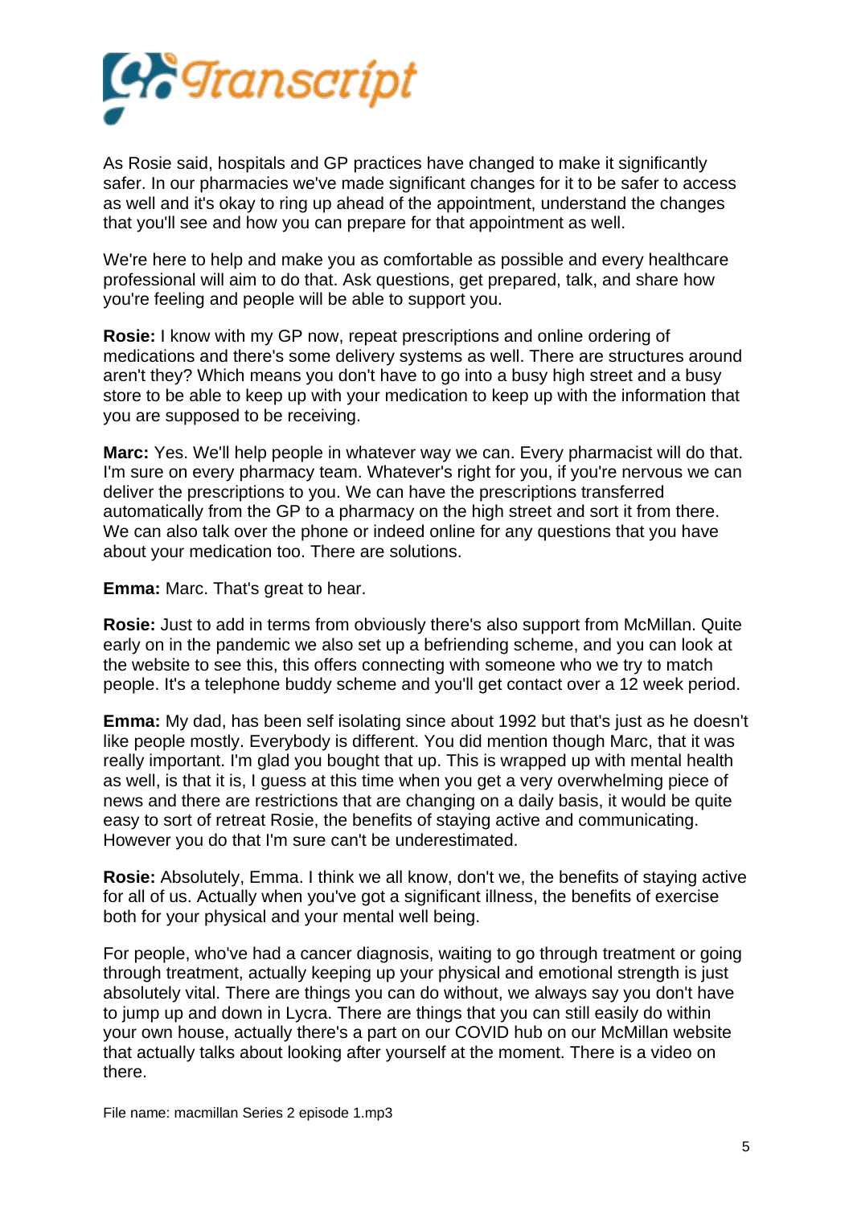As Rosie said, hospitals and GP practices have changed to make it significantly safer. In our pharmacies we've made significant changes for it to be safer to access as well and it's okay to ring up ahead of the appointment, understand the changes that you'll see and how you can prepare for that appointment as well.

We're here to help and make you as comfortable as possible and every healthcare professional will aim to do that. Ask questions, get prepared, talk, and share how you're feeling and people will be able to support you.

**Rosie:** I know with my GP now, repeat prescriptions and online ordering of medications and there's some delivery systems as well. There are structures around aren't they? Which means you don't have to go into a busy high street and a busy store to be able to keep up with your medication to keep up with the information that you are supposed to be receiving.

**Marc:** Yes. We'll help people in whatever way we can. Every pharmacist will do that. I'm sure on every pharmacy team. Whatever's right for you, if you're nervous we can deliver the prescriptions to you. We can have the prescriptions transferred automatically from the GP to a pharmacy on the high street and sort it from there. We can also talk over the phone or indeed online for any questions that you have about your medication too. There are solutions.

**Emma:** Marc. That's great to hear.

**Rosie:** Just to add in terms from obviously there's also support from McMillan. Quite early on in the pandemic we also set up a befriending scheme, and you can look at the website to see this, this offers connecting with someone who we try to match people. It's a telephone buddy scheme and you'll get contact over a 12 week period.

**Emma:** My dad, has been self isolating since about 1992 but that's just as he doesn't like people mostly. Everybody is different. You did mention though Marc, that it was really important. I'm glad you bought that up. This is wrapped up with mental health as well, is that it is, I guess at this time when you get a very overwhelming piece of news and there are restrictions that are changing on a daily basis, it would be quite easy to sort of retreat Rosie, the benefits of staying active and communicating. However you do that I'm sure can't be underestimated.

**Rosie:** Absolutely, Emma. I think we all know, don't we, the benefits of staying active for all of us. Actually when you've got a significant illness, the benefits of exercise both for your physical and your mental well being.

For people, who've had a cancer diagnosis, waiting to go through treatment or going through treatment, actually keeping up your physical and emotional strength is just absolutely vital. There are things you can do without, we always say you don't have to jump up and down in Lycra. There are things that you can still easily do within your own house, actually there's a part on our COVID hub on our McMillan website that actually talks about looking after yourself at the moment. There is a video on there.

File name: macmillan Series 2 episode 1.mp3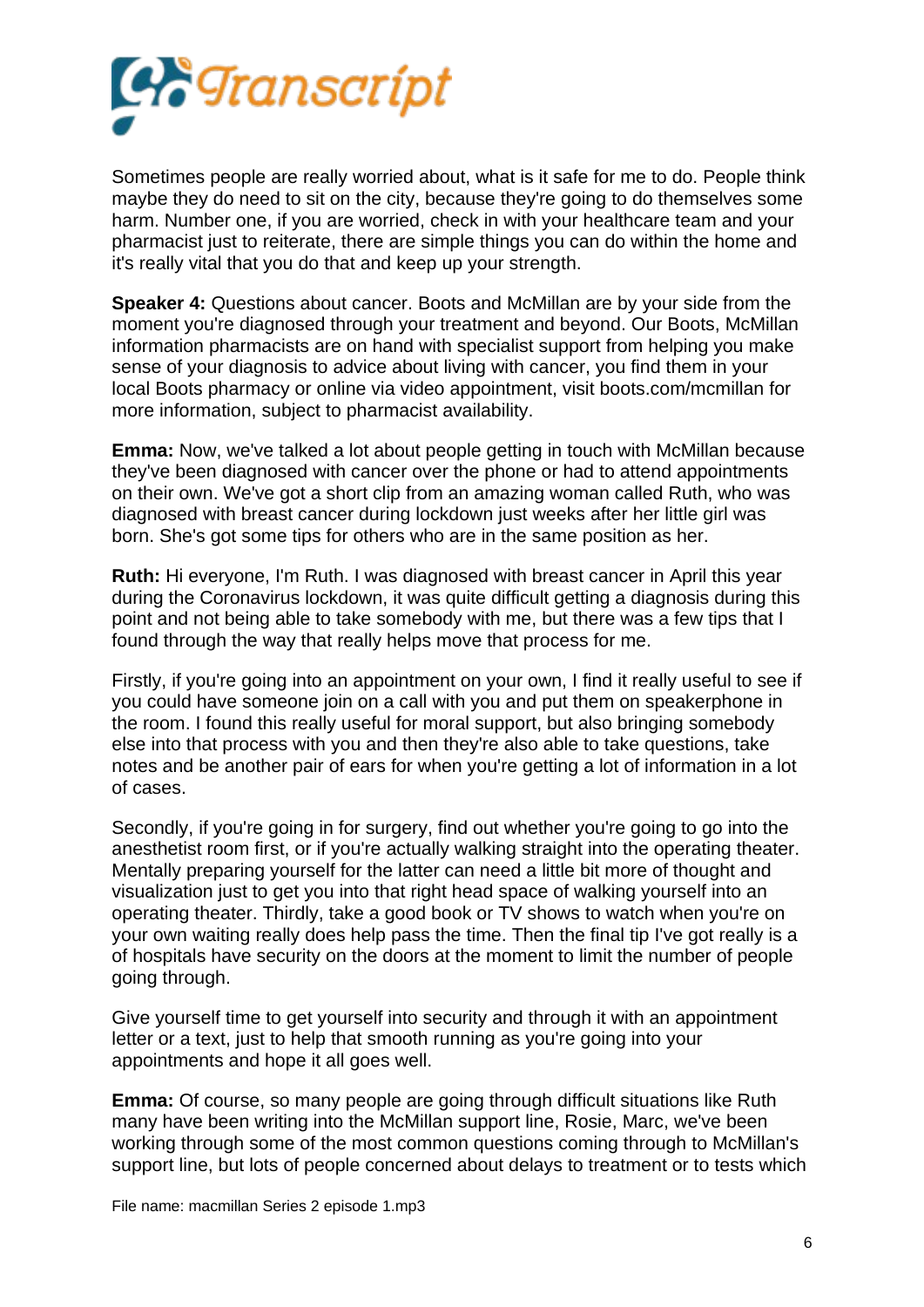Sometimes people are really worried about, what is it safe for me to do. People think maybe they do need to sit on the city, because they're going to do themselves some harm. Number one, if you are worried, check in with your healthcare team and your pharmacist just to reiterate, there are simple things you can do within the home and it's really vital that you do that and keep up your strength.

**Speaker 4:** Questions about cancer. Boots and McMillan are by your side from the moment you're diagnosed through your treatment and beyond. Our Boots, McMillan information pharmacists are on hand with specialist support from helping you make sense of your diagnosis to advice about living with cancer, you find them in your local Boots pharmacy or online via video appointment, visit boots.com/mcmillan for more information, subject to pharmacist availability.

**Emma:** Now, we've talked a lot about people getting in touch with McMillan because they've been diagnosed with cancer over the phone or had to attend appointments on their own. We've got a short clip from an amazing woman called Ruth, who was diagnosed with breast cancer during lockdown just weeks after her little girl was born. She's got some tips for others who are in the same position as her.

**Ruth:** Hi everyone, I'm Ruth. I was diagnosed with breast cancer in April this year during the Coronavirus lockdown, it was quite difficult getting a diagnosis during this point and not being able to take somebody with me, but there was a few tips that I found through the way that really helps move that process for me.

Firstly, if you're going into an appointment on your own, I find it really useful to see if you could have someone join on a call with you and put them on speakerphone in the room. I found this really useful for moral support, but also bringing somebody else into that process with you and then they're also able to take questions, take notes and be another pair of ears for when you're getting a lot of information in a lot of cases.

Secondly, if you're going in for surgery, find out whether you're going to go into the anesthetist room first, or if you're actually walking straight into the operating theater. Mentally preparing yourself for the latter can need a little bit more of thought and visualization just to get you into that right head space of walking yourself into an operating theater. Thirdly, take a good book or TV shows to watch when you're on your own waiting really does help pass the time. Then the final tip I've got really is a of hospitals have security on the doors at the moment to limit the number of people going through.

Give yourself time to get yourself into security and through it with an appointment letter or a text, just to help that smooth running as you're going into your appointments and hope it all goes well.

**Emma:** Of course, so many people are going through difficult situations like Ruth many have been writing into the McMillan support line, Rosie, Marc, we've been working through some of the most common questions coming through to McMillan's support line, but lots of people concerned about delays to treatment or to tests which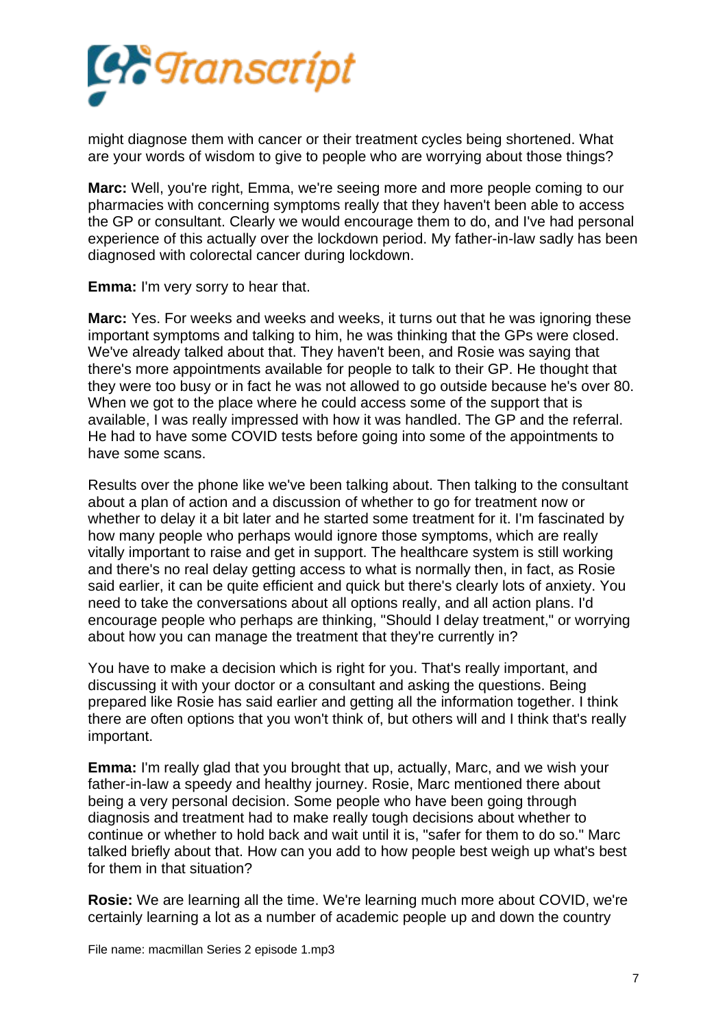might diagnose them with cancer or their treatment cycles being shortened. What are your words of wisdom to give to people who are worrying about those things?

**Marc:** Well, you're right, Emma, we're seeing more and more people coming to our pharmacies with concerning symptoms really that they haven't been able to access the GP or consultant. Clearly we would encourage them to do, and I've had personal experience of this actually over the lockdown period. My father-in-law sadly has been diagnosed with colorectal cancer during lockdown.

**Emma:** I'm very sorry to hear that.

**Marc:** Yes. For weeks and weeks and weeks, it turns out that he was ignoring these important symptoms and talking to him, he was thinking that the GPs were closed. We've already talked about that. They haven't been, and Rosie was saying that there's more appointments available for people to talk to their GP. He thought that they were too busy or in fact he was not allowed to go outside because he's over 80. When we got to the place where he could access some of the support that is available, I was really impressed with how it was handled. The GP and the referral. He had to have some COVID tests before going into some of the appointments to have some scans.

Results over the phone like we've been talking about. Then talking to the consultant about a plan of action and a discussion of whether to go for treatment now or whether to delay it a bit later and he started some treatment for it. I'm fascinated by how many people who perhaps would ignore those symptoms, which are really vitally important to raise and get in support. The healthcare system is still working and there's no real delay getting access to what is normally then, in fact, as Rosie said earlier, it can be quite efficient and quick but there's clearly lots of anxiety. You need to take the conversations about all options really, and all action plans. I'd encourage people who perhaps are thinking, "Should I delay treatment," or worrying about how you can manage the treatment that they're currently in?

You have to make a decision which is right for you. That's really important, and discussing it with your doctor or a consultant and asking the questions. Being prepared like Rosie has said earlier and getting all the information together. I think there are often options that you won't think of, but others will and I think that's really important.

**Emma:** I'm really glad that you brought that up, actually, Marc, and we wish your father-in-law a speedy and healthy journey. Rosie, Marc mentioned there about being a very personal decision. Some people who have been going through diagnosis and treatment had to make really tough decisions about whether to continue or whether to hold back and wait until it is, "safer for them to do so." Marc talked briefly about that. How can you add to how people best weigh up what's best for them in that situation?

**Rosie:** We are learning all the time. We're learning much more about COVID, we're certainly learning a lot as a number of academic people up and down the country

File name: macmillan Series 2 episode 1.mp3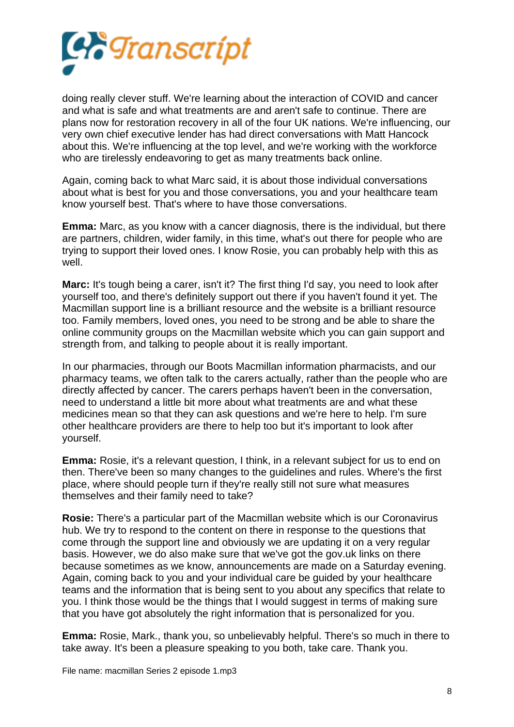doing really clever stuff. We're learning about the interaction of COVID and cancer and what is safe and what treatments are and aren't safe to continue. There are plans now for restoration recovery in all of the four UK nations. We're influencing, our very own chief executive lender has had direct conversations with Matt Hancock about this. We're influencing at the top level, and we're working with the workforce who are tirelessly endeavoring to get as many treatments back online.

Again, coming back to what Marc said, it is about those individual conversations about what is best for you and those conversations, you and your healthcare team know yourself best. That's where to have those conversations.

**Emma:** Marc, as you know with a cancer diagnosis, there is the individual, but there are partners, children, wider family, in this time, what's out there for people who are trying to support their loved ones. I know Rosie, you can probably help with this as well.

**Marc:** It's tough being a carer, isn't it? The first thing I'd say, you need to look after yourself too, and there's definitely support out there if you haven't found it yet. The Macmillan support line is a brilliant resource and the website is a brilliant resource too. Family members, loved ones, you need to be strong and be able to share the online community groups on the Macmillan website which you can gain support and strength from, and talking to people about it is really important.

In our pharmacies, through our Boots Macmillan information pharmacists, and our pharmacy teams, we often talk to the carers actually, rather than the people who are directly affected by cancer. The carers perhaps haven't been in the conversation, need to understand a little bit more about what treatments are and what these medicines mean so that they can ask questions and we're here to help. I'm sure other healthcare providers are there to help too but it's important to look after yourself.

**Emma:** Rosie, it's a relevant question, I think, in a relevant subject for us to end on then. There've been so many changes to the guidelines and rules. Where's the first place, where should people turn if they're really still not sure what measures themselves and their family need to take?

**Rosie:** There's a particular part of the Macmillan website which is our Coronavirus hub. We try to respond to the content on there in response to the questions that come through the support line and obviously we are updating it on a very regular basis. However, we do also make sure that we've got the gov.uk links on there because sometimes as we know, announcements are made on a Saturday evening. Again, coming back to you and your individual care be guided by your healthcare teams and the information that is being sent to you about any specifics that relate to you. I think those would be the things that I would suggest in terms of making sure that you have got absolutely the right information that is personalized for you.

**Emma:** Rosie, Mark., thank you, so unbelievably helpful. There's so much in there to take away. It's been a pleasure speaking to you both, take care. Thank you.

File name: macmillan Series 2 episode 1.mp3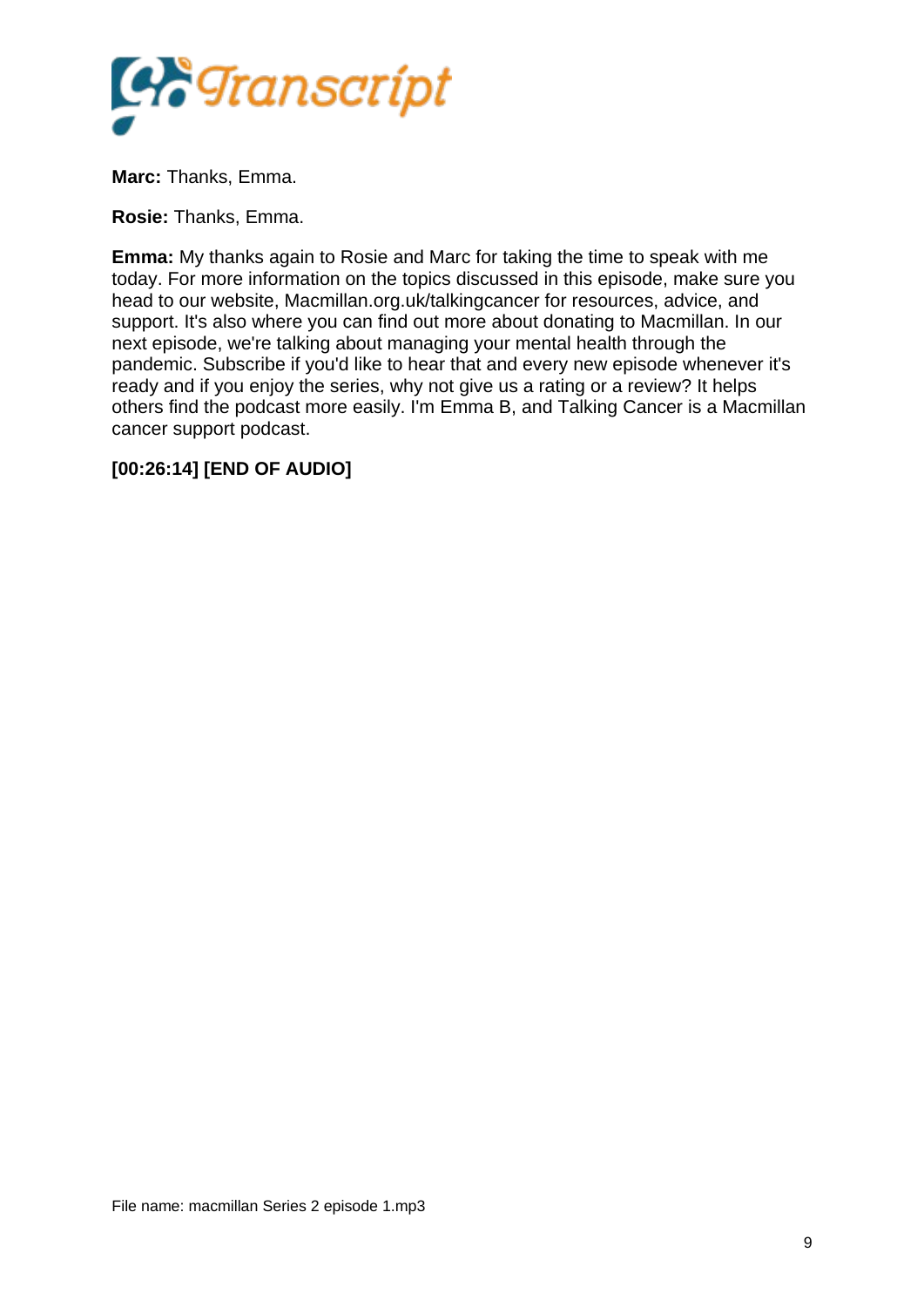**Marc:** Thanks, Emma.

**Rosie:** Thanks, Emma.

**Emma:** My thanks again to Rosie and Marc for taking the time to speak with me today. For more information on the topics discussed in this episode, make sure you head to our website, Macmillan.org.uk/talkingcancer for resources, advice, and support. It's also where you can find out more about donating to Macmillan. In our next episode, we're talking about managing your mental health through the pandemic. Subscribe if you'd like to hear that and every new episode whenever it's ready and if you enjoy the series, why not give us a rating or a review? It helps others find the podcast more easily. I'm Emma B, and Talking Cancer is a Macmillan cancer support podcast.

**[00:26:14] [END OF AUDIO]**

File name: macmillan Series 2 episode 1.mp3